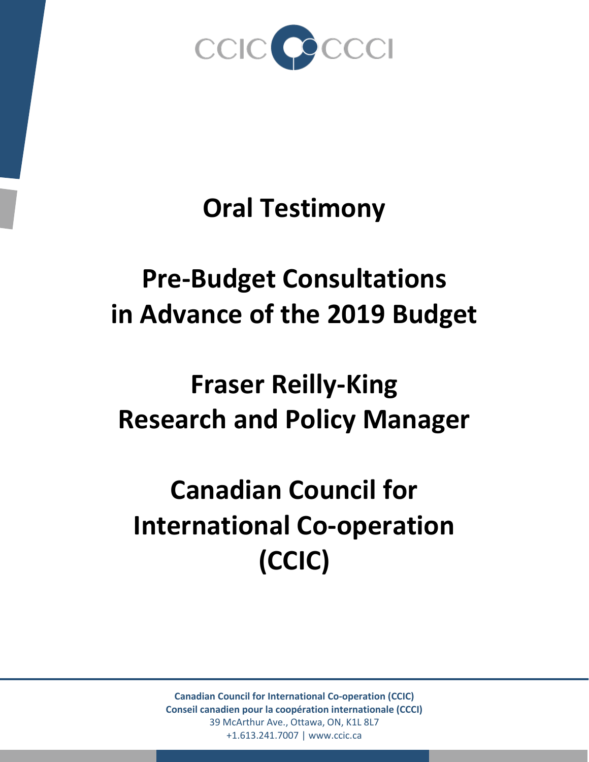CCIC CCCI

# Oral Testimony

# Pre-Budget Consultations in Advance of the 2019 Budget

# Fraser Reilly-King
# Research and Policy Manager

# Canadian Council for International Co-operation (CCIC)

**Canadian Council for International Co-operation (CCIC)**
**Conseil canadien pour la coopération internationale (CCCI)**
39 McArthur Ave., Ottawa, ON, K1L 8L7
+1.613.241.7007 | www.ccic.ca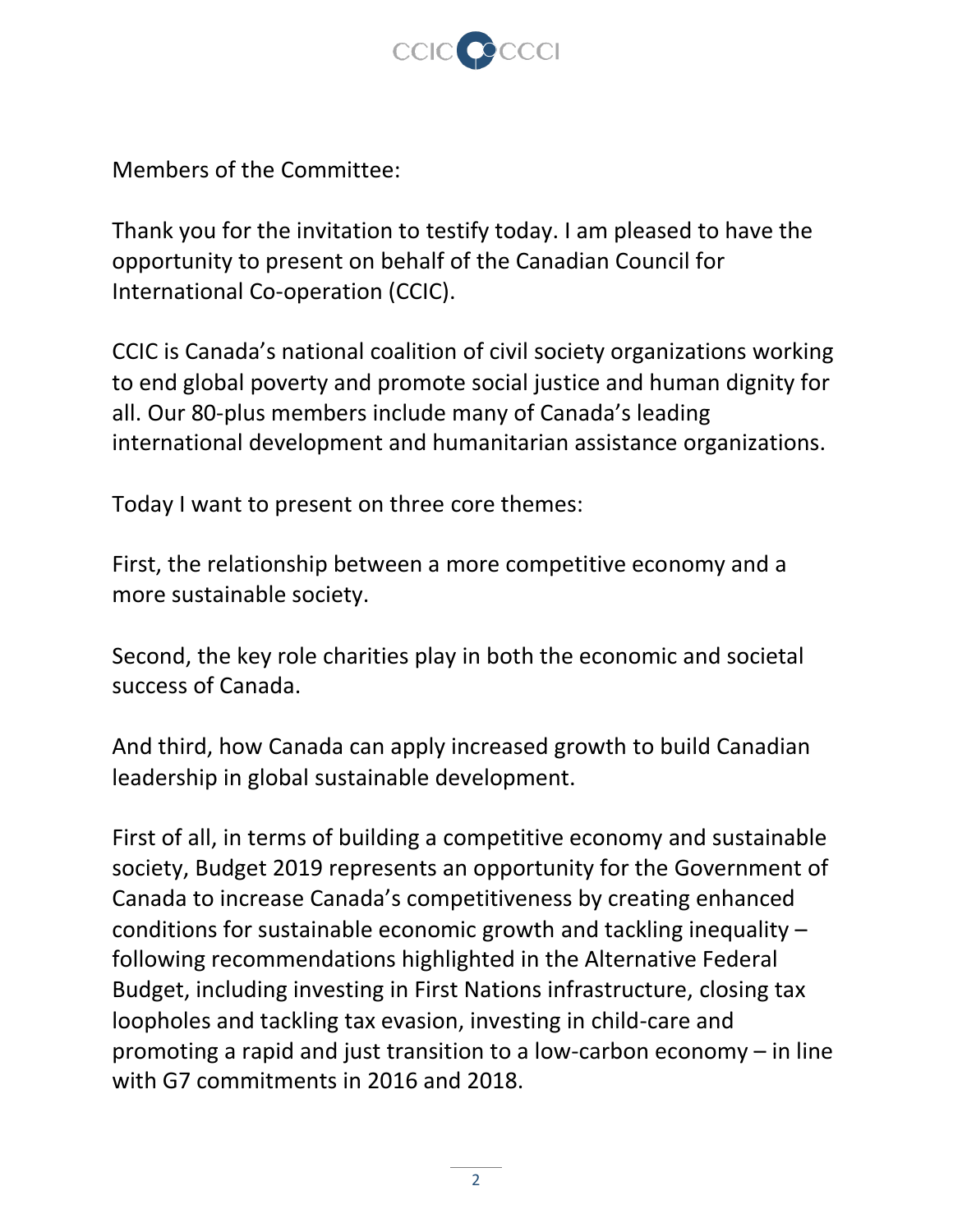Members of the Committee:

Thank you for the invitation to testify today. I am pleased to have the opportunity to present on behalf of the Canadian Council for International Co-operation (CCIC).

CCIC is Canada's national coalition of civil society organizations working to end global poverty and promote social justice and human dignity for all. Our 80-plus members include many of Canada's leading international development and humanitarian assistance organizations.

Today I want to present on three core themes:

First, the relationship between a more competitive economy and a more sustainable society.

Second, the key role charities play in both the economic and societal success of Canada.

And third, how Canada can apply increased growth to build Canadian leadership in global sustainable development.

First of all, in terms of building a competitive economy and sustainable society, Budget 2019 represents an opportunity for the Government of Canada to increase Canada's competitiveness by creating enhanced conditions for sustainable economic growth and tackling inequality – following recommendations highlighted in the Alternative Federal Budget, including investing in First Nations infrastructure, closing tax loopholes and tackling tax evasion, investing in child-care and promoting a rapid and just transition to a low-carbon economy – in line with G7 commitments in 2016 and 2018.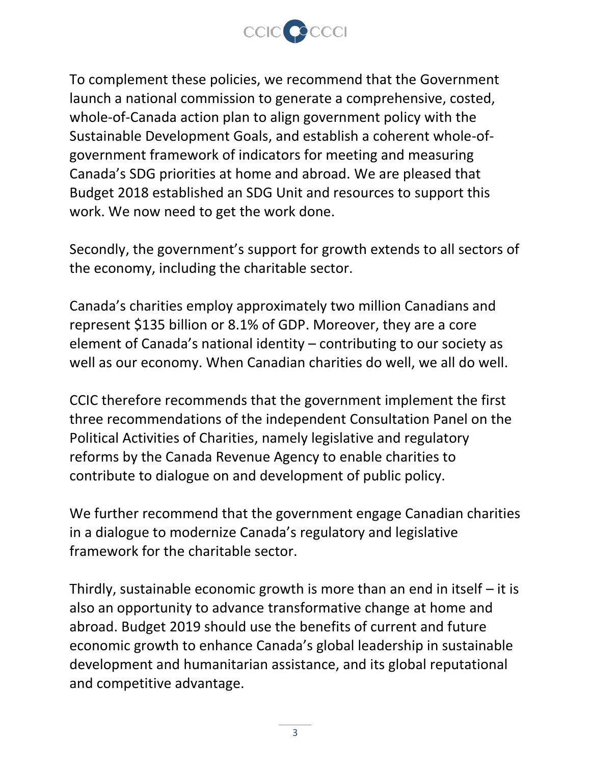To complement these policies, we recommend that the Government launch a national commission to generate a comprehensive, costed, whole-of-Canada action plan to align government policy with the Sustainable Development Goals, and establish a coherent whole-of-government framework of indicators for meeting and measuring Canada's SDG priorities at home and abroad. We are pleased that Budget 2018 established an SDG Unit and resources to support this work. We now need to get the work done.

Secondly, the government's support for growth extends to all sectors of the economy, including the charitable sector.

Canada's charities employ approximately two million Canadians and represent $135 billion or 8.1% of GDP. Moreover, they are a core element of Canada's national identity – contributing to our society as well as our economy. When Canadian charities do well, we all do well.

CCIC therefore recommends that the government implement the first three recommendations of the independent Consultation Panel on the Political Activities of Charities, namely legislative and regulatory reforms by the Canada Revenue Agency to enable charities to contribute to dialogue on and development of public policy.

We further recommend that the government engage Canadian charities in a dialogue to modernize Canada's regulatory and legislative framework for the charitable sector.

Thirdly, sustainable economic growth is more than an end in itself – it is also an opportunity to advance transformative change at home and abroad. Budget 2019 should use the benefits of current and future economic growth to enhance Canada's global leadership in sustainable development and humanitarian assistance, and its global reputational and competitive advantage.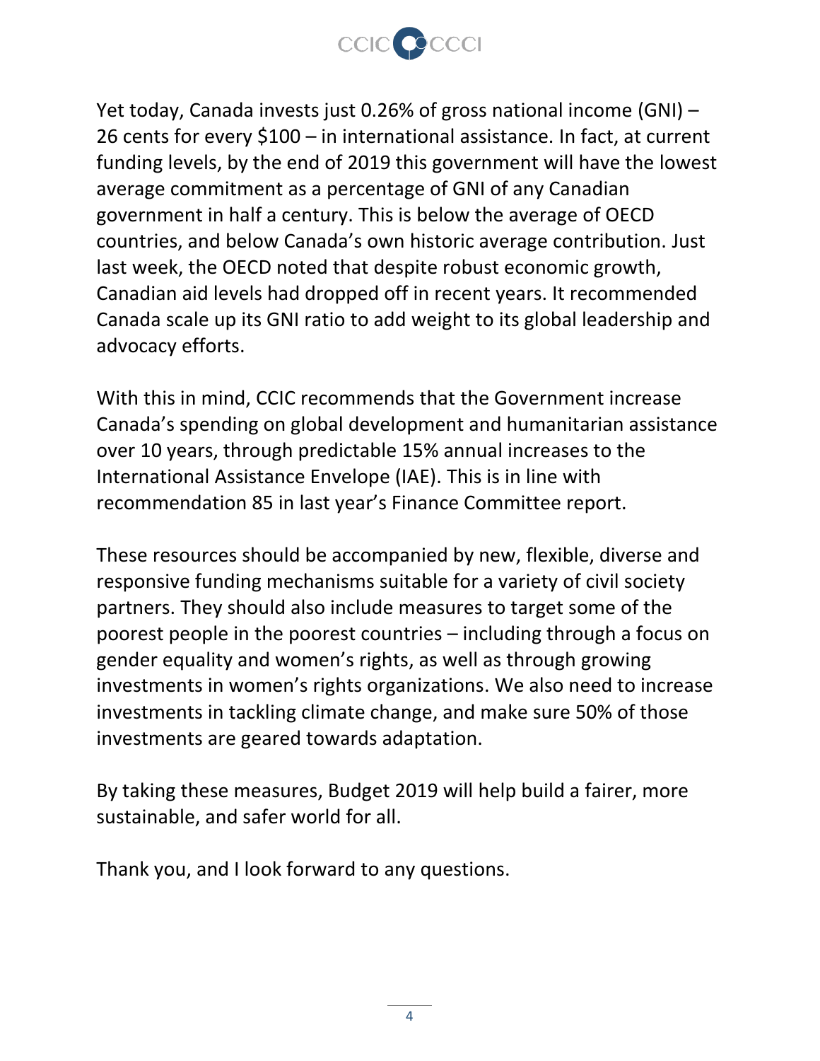Yet today, Canada invests just 0.26% of gross national income (GNI) – 26 cents for every $100 – in international assistance. In fact, at current funding levels, by the end of 2019 this government will have the lowest average commitment as a percentage of GNI of any Canadian government in half a century. This is below the average of OECD countries, and below Canada's own historic average contribution. Just last week, the OECD noted that despite robust economic growth, Canadian aid levels had dropped off in recent years. It recommended Canada scale up its GNI ratio to add weight to its global leadership and advocacy efforts.

With this in mind, CCIC recommends that the Government increase Canada's spending on global development and humanitarian assistance over 10 years, through predictable 15% annual increases to the International Assistance Envelope (IAE). This is in line with recommendation 85 in last year's Finance Committee report.

These resources should be accompanied by new, flexible, diverse and responsive funding mechanisms suitable for a variety of civil society partners. They should also include measures to target some of the poorest people in the poorest countries – including through a focus on gender equality and women's rights, as well as through growing investments in women's rights organizations. We also need to increase investments in tackling climate change, and make sure 50% of those investments are geared towards adaptation.

By taking these measures, Budget 2019 will help build a fairer, more sustainable, and safer world for all.

Thank you, and I look forward to any questions.